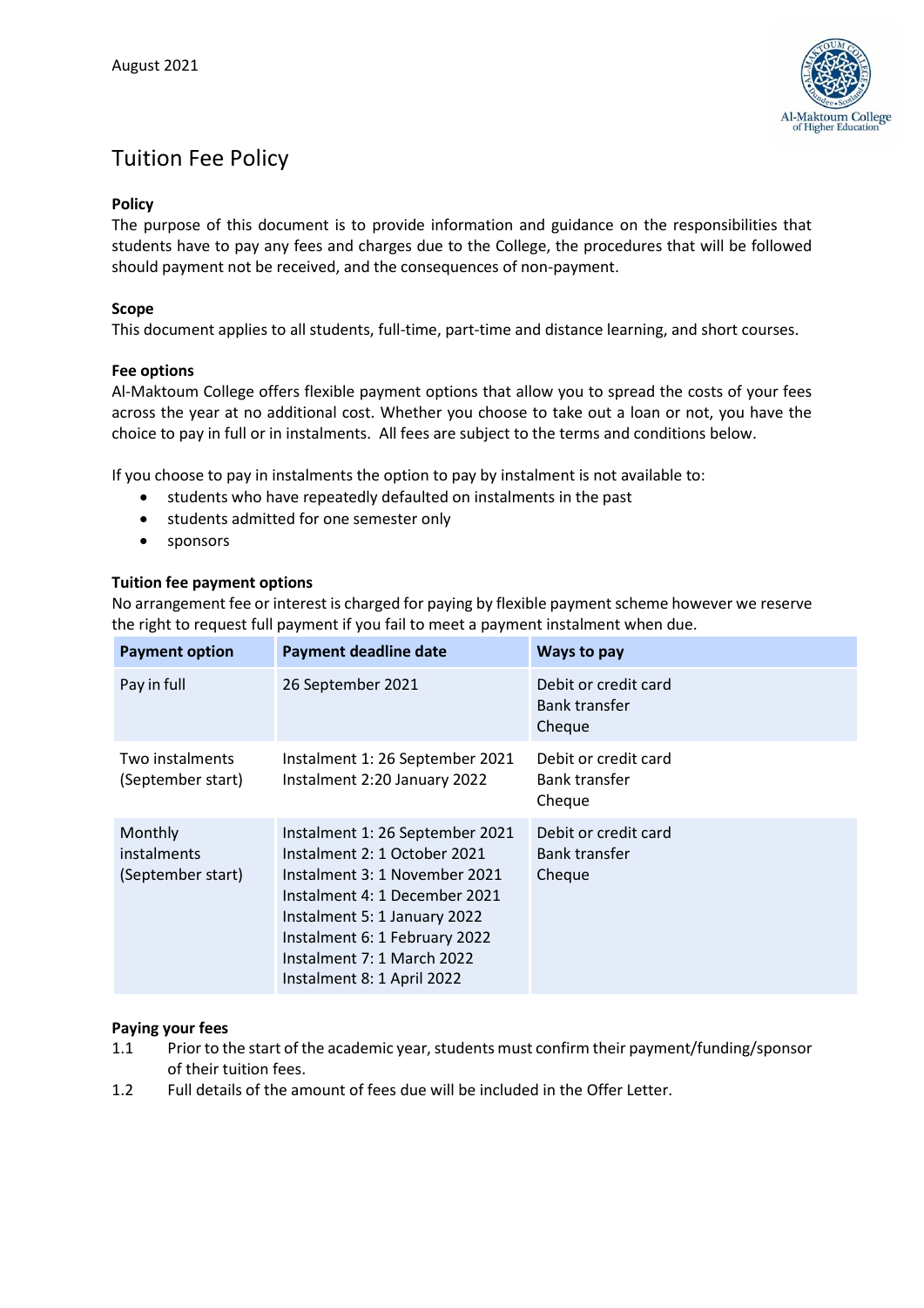August 2021

# Tuition Fee Policy

**Policy**

The purpose of this document is to provide information and guidance on the responsibilities that students have to pay any fees and charges due to the College, the procedures that will be followed should payment not be received, and the consequences of non-payment.

**Scope**

This document applies to all students, full-time, part-time and distance learning, and short courses.

**Fee options**

Al-Maktoum College offers flexible payment options that allow you to spread the costs of your fees across the year at no additional cost. Whether you choose to take out a loan or not, you have the choice to pay in full or in instalments. All fees are subject to the terms and conditions below.

If you choose to pay in instalments the option to pay by instalment is not available to:

- students who have repeatedly defaulted on instalments in the past
- students admitted for one semester only
- sponsors

**Tuition fee payment options**

No arrangement fee or interest is charged for paying by flexible payment scheme however we reserve the right to request full payment if you fail to meet a payment instalment when due.

| Payment option | Payment deadline date | Ways to pay |
|---|---|---|
| Pay in full | 26 September 2021 | Debit or credit card<br>Bank transfer<br>Cheque |
| Two instalments (September start) | Instalment 1: 26 September 2021<br>Instalment 2:20 January 2022 | Debit or credit card<br>Bank transfer<br>Cheque |
| Monthly instalments (September start) | Instalment 1: 26 September 2021<br>Instalment 2: 1 October 2021<br>Instalment 3: 1 November 2021<br>Instalment 4: 1 December 2021<br>Instalment 5: 1 January 2022<br>Instalment 6: 1 February 2022<br>Instalment 7: 1 March 2022<br>Instalment 8: 1 April 2022 | Debit or credit card<br>Bank transfer<br>Cheque |

**Paying your fees**

1.1 Prior to the start of the academic year, students must confirm their payment/funding/sponsor of their tuition fees.

1.2 Full details of the amount of fees due will be included in the Offer Letter.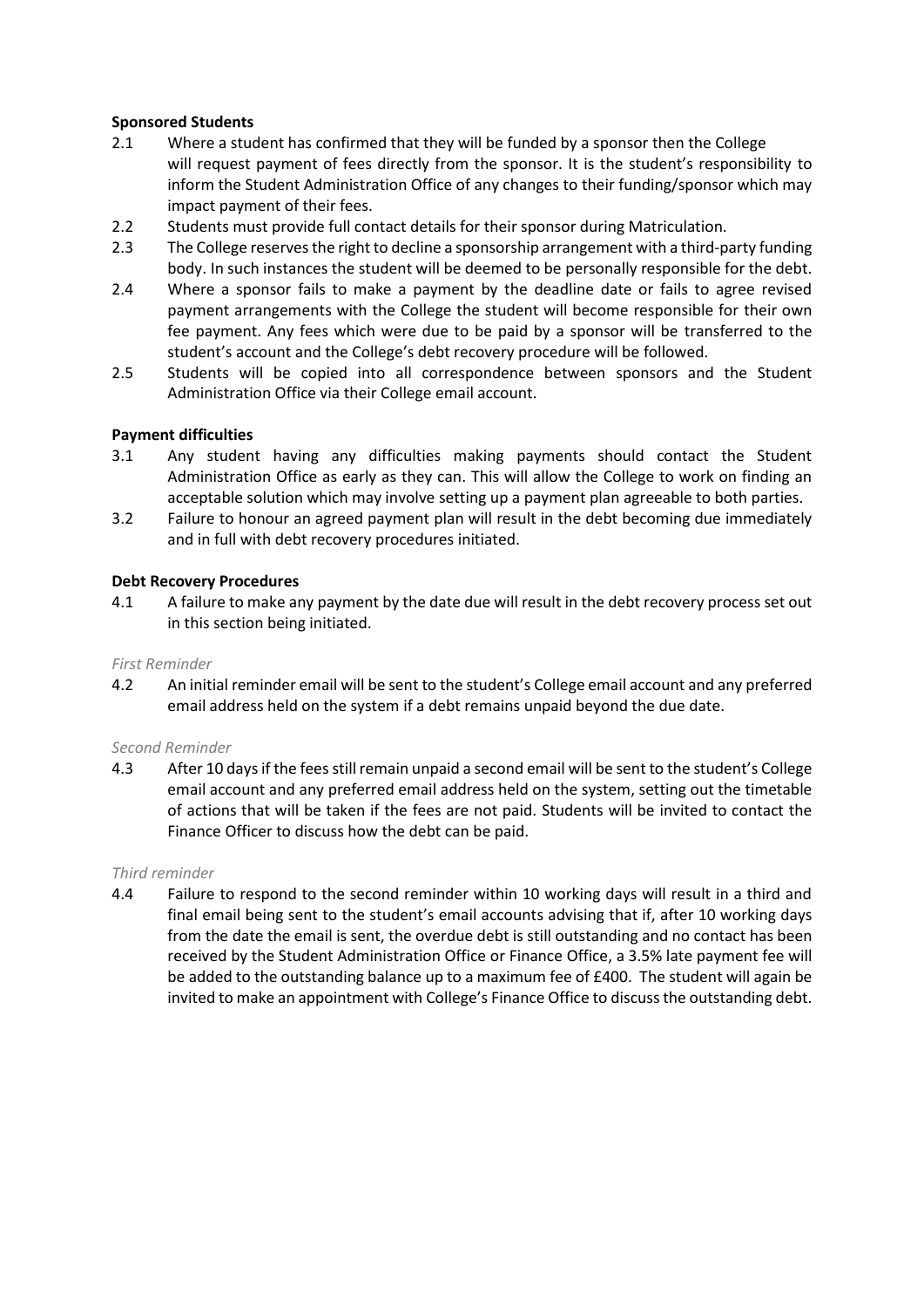**Sponsored Students**

2.1 Where a student has confirmed that they will be funded by a sponsor then the College will request payment of fees directly from the sponsor. It is the student's responsibility to inform the Student Administration Office of any changes to their funding/sponsor which may impact payment of their fees.

2.2 Students must provide full contact details for their sponsor during Matriculation.

2.3 The College reserves the right to decline a sponsorship arrangement with a third-party funding body. In such instances the student will be deemed to be personally responsible for the debt.

2.4 Where a sponsor fails to make a payment by the deadline date or fails to agree revised payment arrangements with the College the student will become responsible for their own fee payment. Any fees which were due to be paid by a sponsor will be transferred to the student's account and the College's debt recovery procedure will be followed.

2.5 Students will be copied into all correspondence between sponsors and the Student Administration Office via their College email account.

**Payment difficulties**

3.1 Any student having any difficulties making payments should contact the Student Administration Office as early as they can. This will allow the College to work on finding an acceptable solution which may involve setting up a payment plan agreeable to both parties.

3.2 Failure to honour an agreed payment plan will result in the debt becoming due immediately and in full with debt recovery procedures initiated.

**Debt Recovery Procedures**

4.1 A failure to make any payment by the date due will result in the debt recovery process set out in this section being initiated.

*First Reminder*

4.2 An initial reminder email will be sent to the student's College email account and any preferred email address held on the system if a debt remains unpaid beyond the due date.

*Second Reminder*

4.3 After 10 days if the fees still remain unpaid a second email will be sent to the student's College email account and any preferred email address held on the system, setting out the timetable of actions that will be taken if the fees are not paid. Students will be invited to contact the Finance Officer to discuss how the debt can be paid.

*Third reminder*

4.4 Failure to respond to the second reminder within 10 working days will result in a third and final email being sent to the student's email accounts advising that if, after 10 working days from the date the email is sent, the overdue debt is still outstanding and no contact has been received by the Student Administration Office or Finance Office, a 3.5% late payment fee will be added to the outstanding balance up to a maximum fee of £400. The student will again be invited to make an appointment with College's Finance Office to discuss the outstanding debt.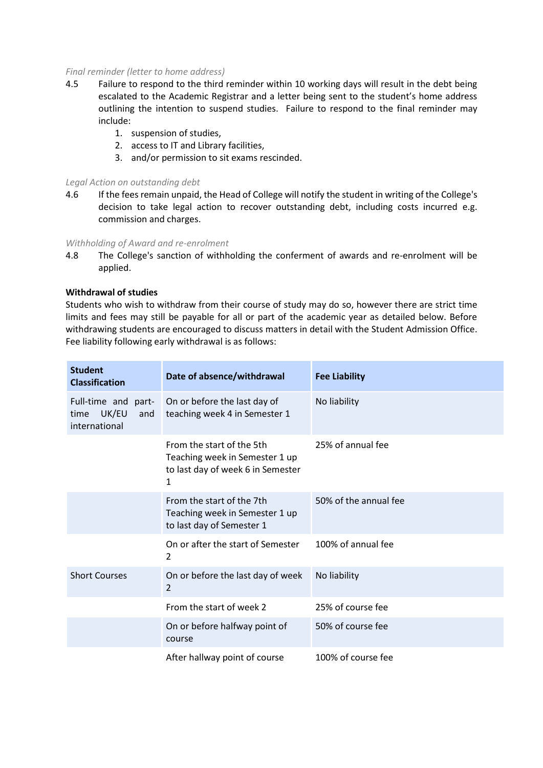*Final reminder (letter to home address)*

4.5 Failure to respond to the third reminder within 10 working days will result in the debt being escalated to the Academic Registrar and a letter being sent to the student's home address outlining the intention to suspend studies. Failure to respond to the final reminder may include:

1. suspension of studies,
2. access to IT and Library facilities,
3. and/or permission to sit exams rescinded.

*Legal Action on outstanding debt*

4.6 If the fees remain unpaid, the Head of College will notify the student in writing of the College's decision to take legal action to recover outstanding debt, including costs incurred e.g. commission and charges.

*Withholding of Award and re-enrolment*

4.8 The College's sanction of withholding the conferment of awards and re-enrolment will be applied.

**Withdrawal of studies**

Students who wish to withdraw from their course of study may do so, however there are strict time limits and fees may still be payable for all or part of the academic year as detailed below. Before withdrawing students are encouraged to discuss matters in detail with the Student Admission Office. Fee liability following early withdrawal is as follows:

| Student Classification | Date of absence/withdrawal | Fee Liability |
|---|---|---|
| Full-time and part-time UK/EU and international | On or before the last day of teaching week 4 in Semester 1 | No liability |
| | From the start of the 5th Teaching week in Semester 1 up to last day of week 6 in Semester 1 | 25% of annual fee |
| | From the start of the 7th Teaching week in Semester 1 up to last day of Semester 1 | 50% of the annual fee |
| | On or after the start of Semester 2 | 100% of annual fee |
| Short Courses | On or before the last day of week 2 | No liability |
| | From the start of week 2 | 25% of course fee |
| | On or before halfway point of course | 50% of course fee |
| | After hallway point of course | 100% of course fee |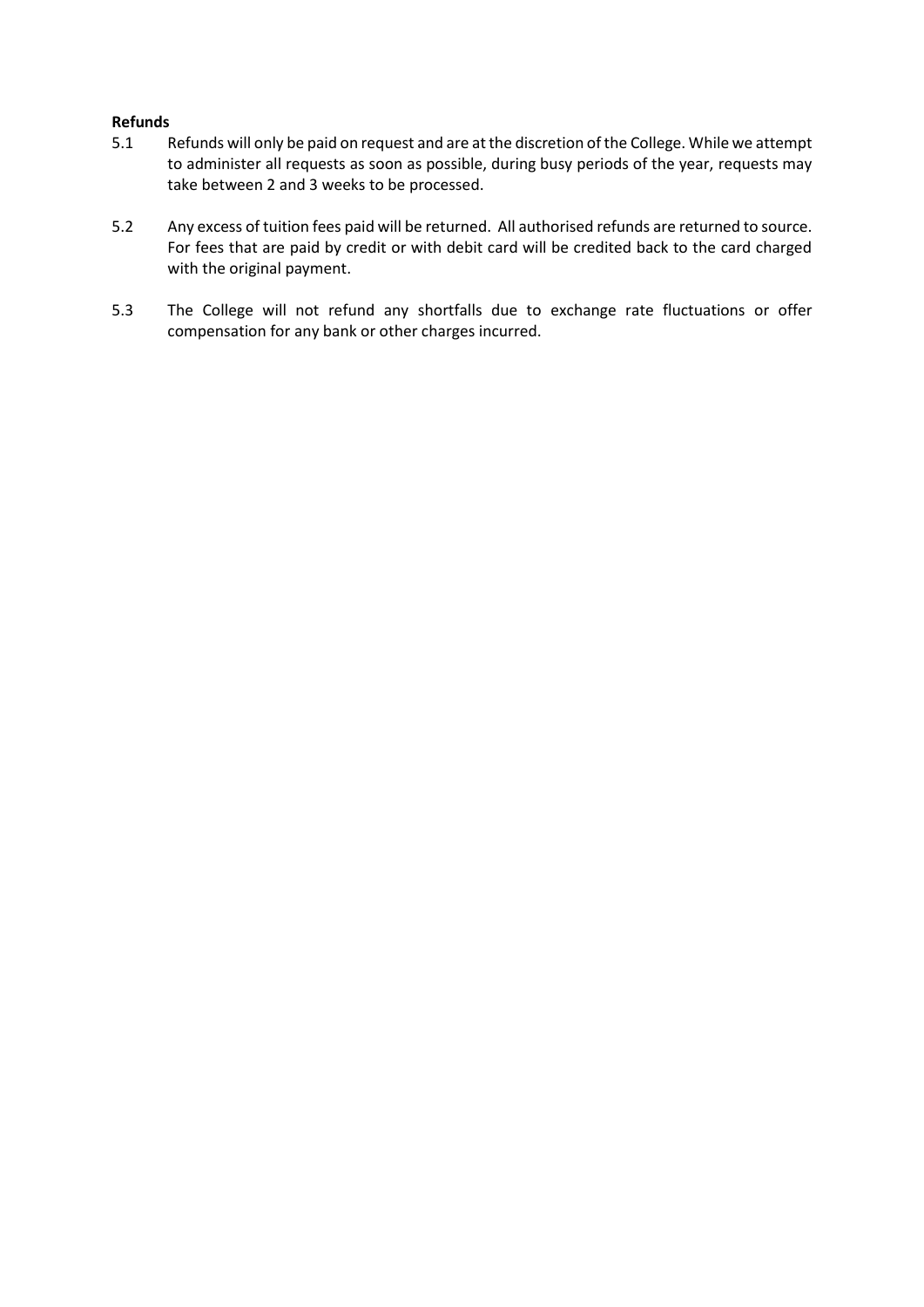**Refunds**

5.1 Refunds will only be paid on request and are at the discretion of the College. While we attempt to administer all requests as soon as possible, during busy periods of the year, requests may take between 2 and 3 weeks to be processed.

5.2 Any excess of tuition fees paid will be returned. All authorised refunds are returned to source. For fees that are paid by credit or with debit card will be credited back to the card charged with the original payment.

5.3 The College will not refund any shortfalls due to exchange rate fluctuations or offer compensation for any bank or other charges incurred.